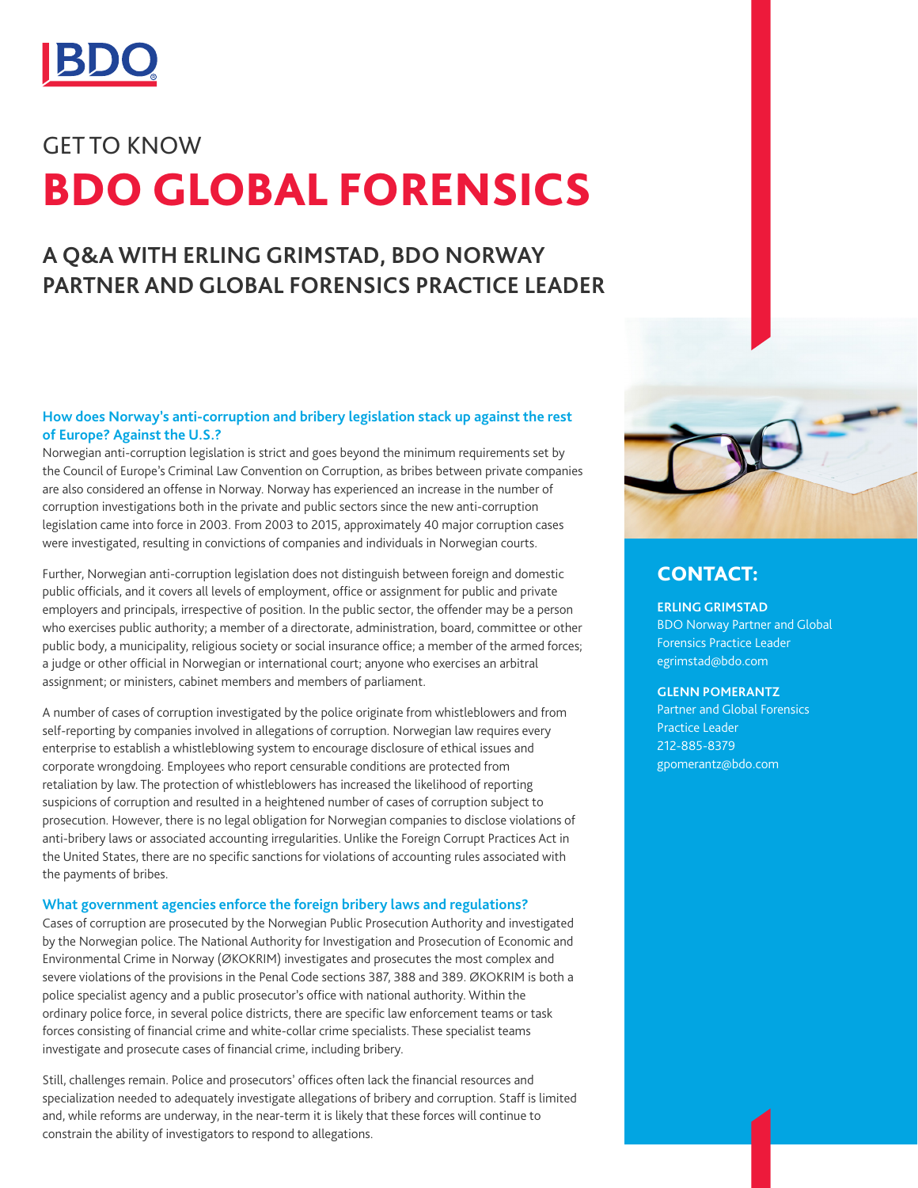# GET TO KNOW

# BDO GLOBAL FORENSICS

## A Q&A WITH ERLING GRIMSTAD, BDO NORWAY PARTNER AND GLOBAL FORENSICS PRACTICE LEADER

### How does Norway's anti-corruption and bribery legislation stack up against the rest of Europe? Against the U.S.?

Norwegian anti-corruption legislation is strict and goes beyond the minimum requirements set by the Council of Europe's Criminal Law Convention on Corruption, as bribes between private companies are also considered an offense in Norway. Norway has experienced an increase in the number of corruption investigations both in the private and public sectors since the new anti-corruption legislation came into force in 2003. From 2003 to 2015, approximately 40 major corruption cases were investigated, resulting in convictions of companies and individuals in Norwegian courts.

Further, Norwegian anti-corruption legislation does not distinguish between foreign and domestic public officials, and it covers all levels of employment, office or assignment for public and private employers and principals, irrespective of position. In the public sector, the offender may be a person who exercises public authority; a member of a directorate, administration, board, committee or other public body, a municipality, religious society or social insurance office; a member of the armed forces; a judge or other official in Norwegian or international court; anyone who exercises an arbitral assignment; or ministers, cabinet members and members of parliament.

A number of cases of corruption investigated by the police originate from whistleblowers and from self-reporting by companies involved in allegations of corruption. Norwegian law requires every enterprise to establish a whistleblowing system to encourage disclosure of ethical issues and corporate wrongdoing. Employees who report censurable conditions are protected from retaliation by law. The protection of whistleblowers has increased the likelihood of reporting suspicions of corruption and resulted in a heightened number of cases of corruption subject to prosecution. However, there is no legal obligation for Norwegian companies to disclose violations of anti-bribery laws or associated accounting irregularities. Unlike the Foreign Corrupt Practices Act in the United States, there are no specific sanctions for violations of accounting rules associated with the payments of bribes.

### What government agencies enforce the foreign bribery laws and regulations?

Cases of corruption are prosecuted by the Norwegian Public Prosecution Authority and investigated by the Norwegian police. The National Authority for Investigation and Prosecution of Economic and Environmental Crime in Norway (ØKOKRIM) investigates and prosecutes the most complex and severe violations of the provisions in the Penal Code sections 387, 388 and 389. ØKOKRIM is both a police specialist agency and a public prosecutor's office with national authority. Within the ordinary police force, in several police districts, there are specific law enforcement teams or task forces consisting of financial crime and white-collar crime specialists. These specialist teams investigate and prosecute cases of financial crime, including bribery.

Still, challenges remain. Police and prosecutors' offices often lack the financial resources and specialization needed to adequately investigate allegations of bribery and corruption. Staff is limited and, while reforms are underway, in the near-term it is likely that these forces will continue to constrain the ability of investigators to respond to allegations.

## CONTACT:

**ERLING GRIMSTAD**
BDO Norway Partner and Global Forensics Practice Leader
egrimstad@bdo.com

**GLENN POMERANTZ**
Partner and Global Forensics Practice Leader
212-885-8379
gpomerantz@bdo.com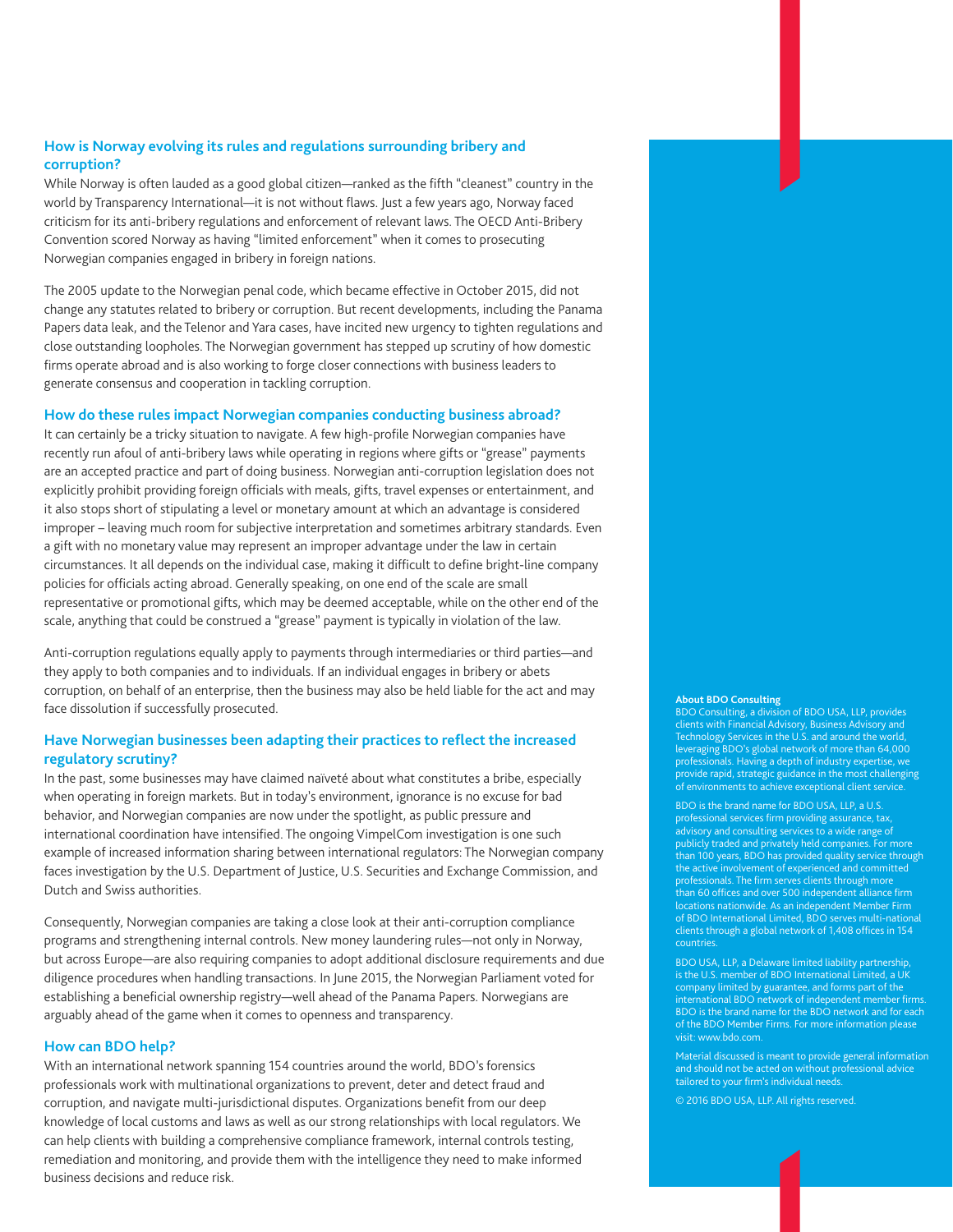## How is Norway evolving its rules and regulations surrounding bribery and corruption?

While Norway is often lauded as a good global citizen—ranked as the fifth "cleanest" country in the world by Transparency International—it is not without flaws. Just a few years ago, Norway faced criticism for its anti-bribery regulations and enforcement of relevant laws. The OECD Anti-Bribery Convention scored Norway as having "limited enforcement" when it comes to prosecuting Norwegian companies engaged in bribery in foreign nations.

The 2005 update to the Norwegian penal code, which became effective in October 2015, did not change any statutes related to bribery or corruption. But recent developments, including the Panama Papers data leak, and the Telenor and Yara cases, have incited new urgency to tighten regulations and close outstanding loopholes. The Norwegian government has stepped up scrutiny of how domestic firms operate abroad and is also working to forge closer connections with business leaders to generate consensus and cooperation in tackling corruption.

## How do these rules impact Norwegian companies conducting business abroad?

It can certainly be a tricky situation to navigate. A few high-profile Norwegian companies have recently run afoul of anti-bribery laws while operating in regions where gifts or "grease" payments are an accepted practice and part of doing business. Norwegian anti-corruption legislation does not explicitly prohibit providing foreign officials with meals, gifts, travel expenses or entertainment, and it also stops short of stipulating a level or monetary amount at which an advantage is considered improper – leaving much room for subjective interpretation and sometimes arbitrary standards. Even a gift with no monetary value may represent an improper advantage under the law in certain circumstances. It all depends on the individual case, making it difficult to define bright-line company policies for officials acting abroad. Generally speaking, on one end of the scale are small representative or promotional gifts, which may be deemed acceptable, while on the other end of the scale, anything that could be construed a "grease" payment is typically in violation of the law.

Anti-corruption regulations equally apply to payments through intermediaries or third parties—and they apply to both companies and to individuals. If an individual engages in bribery or abets corruption, on behalf of an enterprise, then the business may also be held liable for the act and may face dissolution if successfully prosecuted.

## Have Norwegian businesses been adapting their practices to reflect the increased regulatory scrutiny?

In the past, some businesses may have claimed naïveté about what constitutes a bribe, especially when operating in foreign markets. But in today's environment, ignorance is no excuse for bad behavior, and Norwegian companies are now under the spotlight, as public pressure and international coordination have intensified. The ongoing VimpelCom investigation is one such example of increased information sharing between international regulators: The Norwegian company faces investigation by the U.S. Department of Justice, U.S. Securities and Exchange Commission, and Dutch and Swiss authorities.

Consequently, Norwegian companies are taking a close look at their anti-corruption compliance programs and strengthening internal controls. New money laundering rules—not only in Norway, but across Europe—are also requiring companies to adopt additional disclosure requirements and due diligence procedures when handling transactions. In June 2015, the Norwegian Parliament voted for establishing a beneficial ownership registry—well ahead of the Panama Papers. Norwegians are arguably ahead of the game when it comes to openness and transparency.

## How can BDO help?

With an international network spanning 154 countries around the world, BDO's forensics professionals work with multinational organizations to prevent, deter and detect fraud and corruption, and navigate multi-jurisdictional disputes. Organizations benefit from our deep knowledge of local customs and laws as well as our strong relationships with local regulators. We can help clients with building a comprehensive compliance framework, internal controls testing, remediation and monitoring, and provide them with the intelligence they need to make informed business decisions and reduce risk.

**About BDO Consulting**

BDO Consulting, a division of BDO USA, LLP, provides clients with Financial Advisory, Business Advisory and Technology Services in the U.S. and around the world, leveraging BDO's global network of more than 64,000 professionals. Having a depth of industry expertise, we provide rapid, strategic guidance in the most challenging of environments to achieve exceptional client service.

BDO is the brand name for BDO USA, LLP, a U.S. professional services firm providing assurance, tax, advisory and consulting services to a wide range of publicly traded and privately held companies. For more than 100 years, BDO has provided quality service through the active involvement of experienced and committed professionals. The firm serves clients through more than 60 offices and over 500 independent alliance firm locations nationwide. As an independent Member Firm of BDO International Limited, BDO serves multi-national clients through a global network of 1,408 offices in 154 countries.

BDO USA, LLP, a Delaware limited liability partnership, is the U.S. member of BDO International Limited, a UK company limited by guarantee, and forms part of the international BDO network of independent member firms. BDO is the brand name for the BDO network and for each of the BDO Member Firms. For more information please visit: www.bdo.com.

Material discussed is meant to provide general information and should not be acted on without professional advice tailored to your firm's individual needs.

© 2016 BDO USA, LLP. All rights reserved.